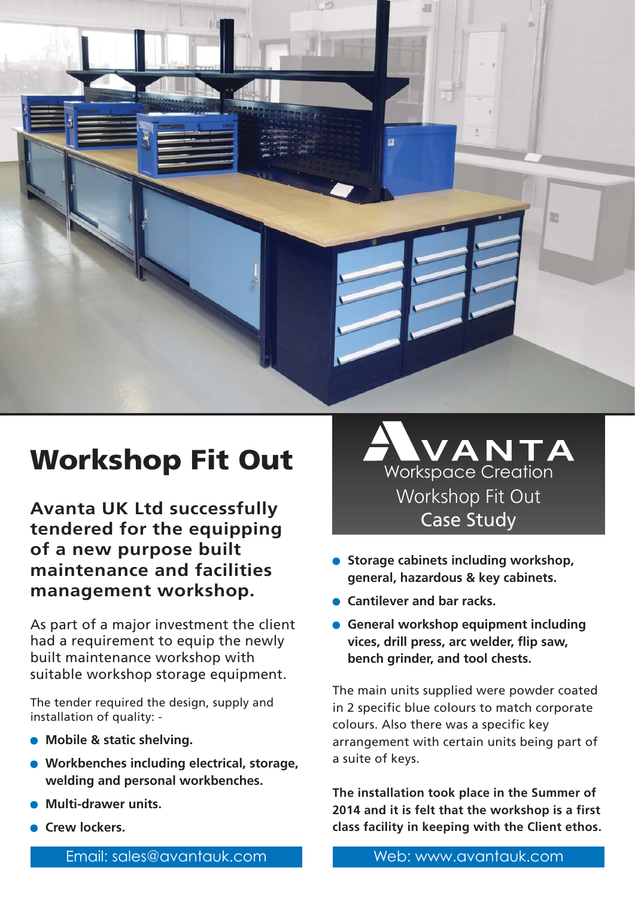# Workshop Fit Out

**Avanta UK Ltd successfully tendered for the equipping of a new purpose built maintenance and facilities management workshop.**

As part of a major investment the client had a requirement to equip the newly built maintenance workshop with suitable workshop storage equipment.

The tender required the design, supply and installation of quality: -

- **Mobile & static shelving.**
- **Workbenches including electrical, storage, welding and personal workbenches.**
- **Multi-drawer units.**
- **Crew lockers.**

AVANTA
Workspace Creation
Workshop Fit Out
Case Study

- **Storage cabinets including workshop, general, hazardous & key cabinets.**
- **Cantilever and bar racks.**
- **General workshop equipment including vices, drill press, arc welder, flip saw, bench grinder, and tool chests.**

The main units supplied were powder coated in 2 specific blue colours to match corporate colours. Also there was a specific key arrangement with certain units being part of a suite of keys.

**The installation took place in the Summer of 2014 and it is felt that the workshop is a first class facility in keeping with the Client ethos.**

Email: sales@avantauk.com

Web: www.avantauk.com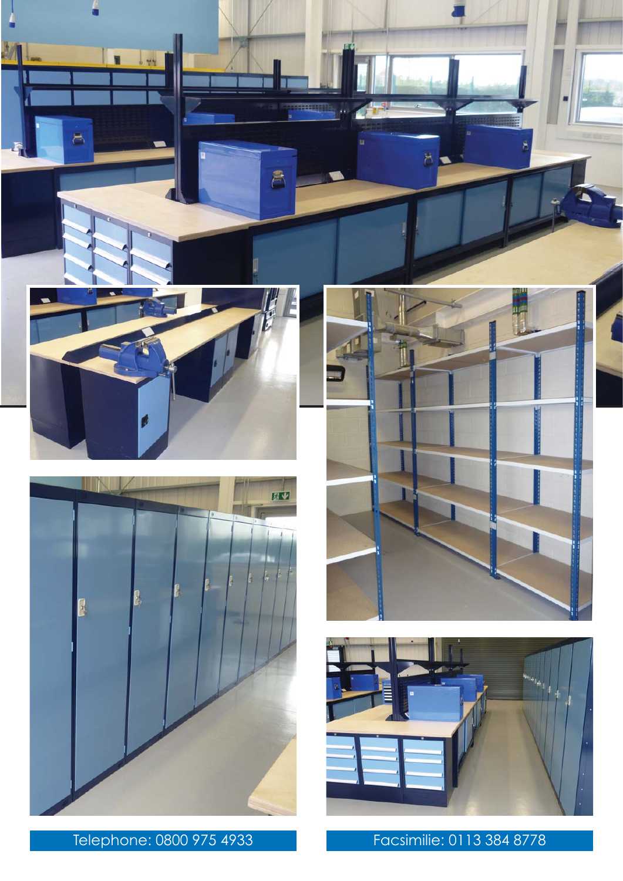Telephone: 0800 975 4933

Facsimilie: 0113 384 8778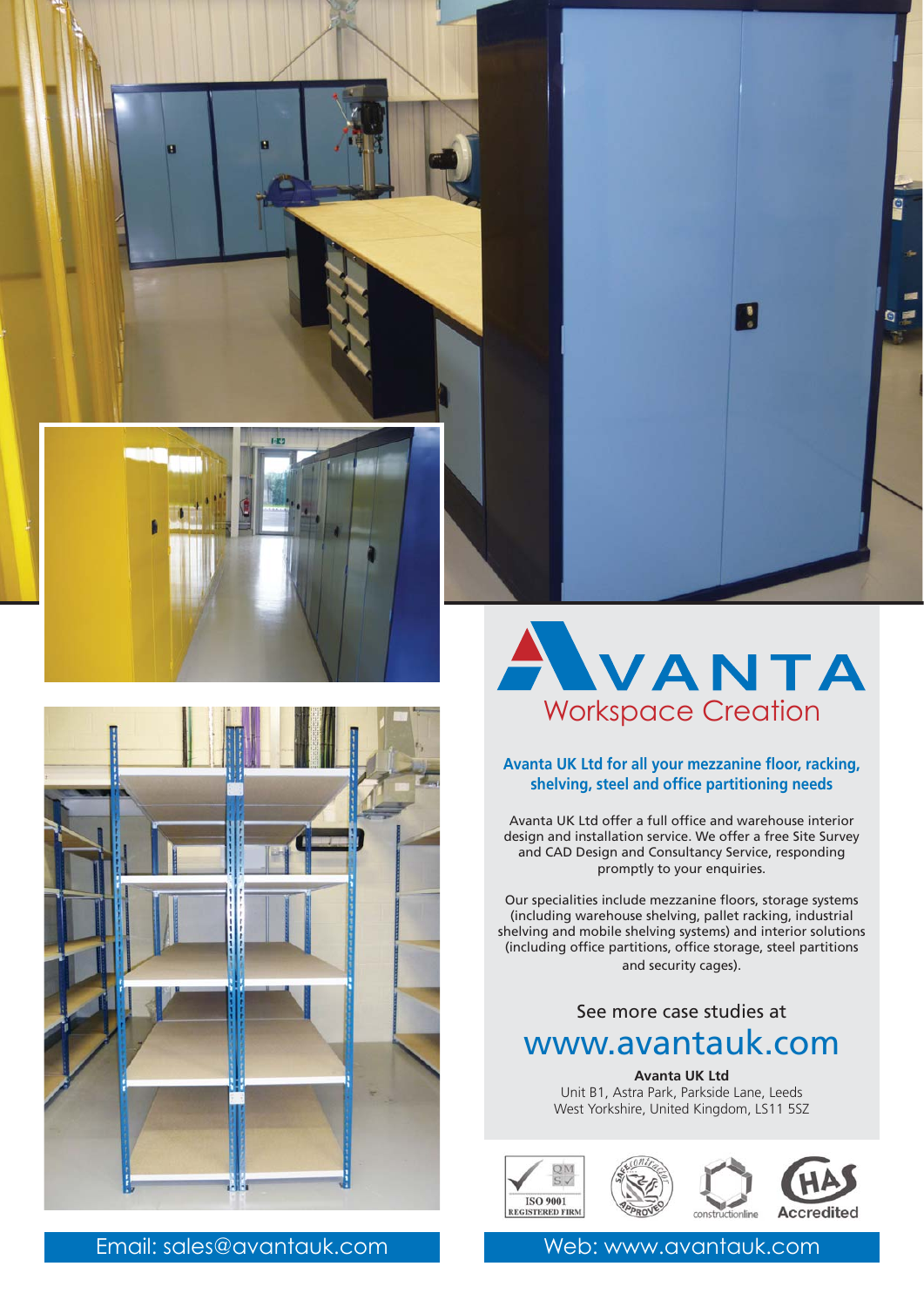# AVANTA

Workspace Creation

**Avanta UK Ltd for all your mezzanine floor, racking, shelving, steel and office partitioning needs**

Avanta UK Ltd offer a full office and warehouse interior design and installation service. We offer a free Site Survey and CAD Design and Consultancy Service, responding promptly to your enquiries.

Our specialities include mezzanine floors, storage systems (including warehouse shelving, pallet racking, industrial shelving and mobile shelving systems) and interior solutions (including office partitions, office storage, steel partitions and security cages).

See more case studies at

## www.avantauk.com

**Avanta UK Ltd**
Unit B1, Astra Park, Parkside Lane, Leeds
West Yorkshire, United Kingdom, LS11 5SZ

ISO 9001 REGISTERED FIRM

constructionline

CHAS Accredited

Email: sales@avantauk.com

Web: www.avantauk.com